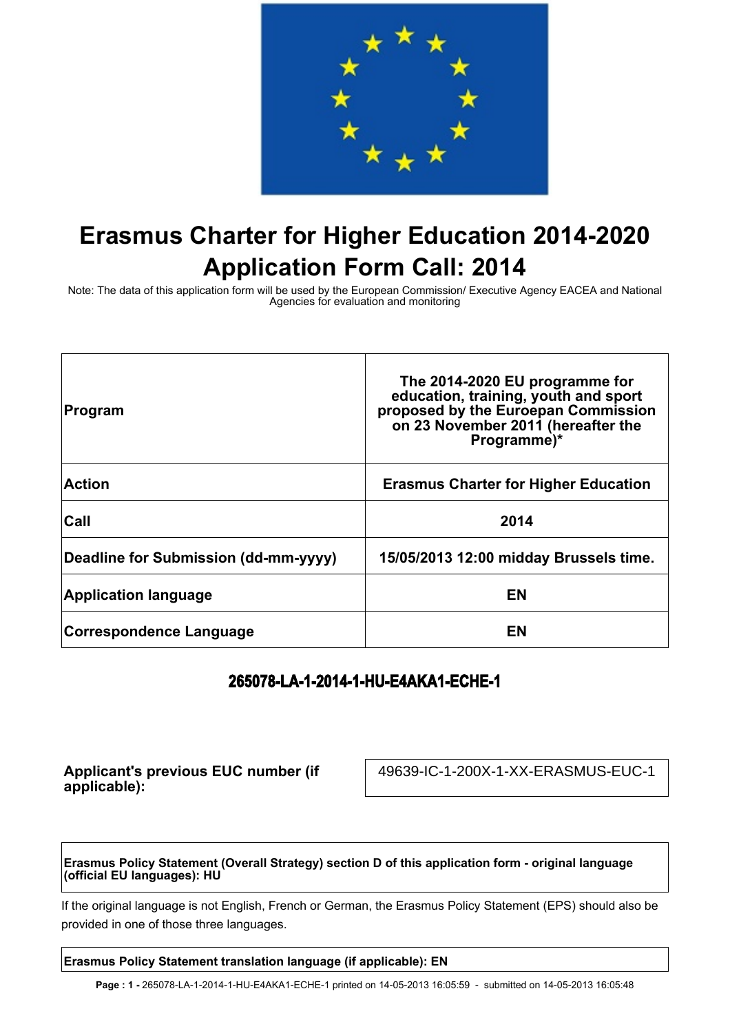# Erasmus Charter for Higher Education 2014-2020 Application Form Call: 2014

Note: The data of this application form will be used by the European Commission/ Executive Agency EACEA and National Agencies for evaluation and monitoring

| | |
|---|---|
| **Program** | **The 2014-2020 EU programme for education, training, youth and sport proposed by the Euroepan Commission on 23 November 2011 (hereafter the Programme)*** |
| **Action** | **Erasmus Charter for Higher Education** |
| **Call** | **2014** |
| **Deadline for Submission (dd-mm-yyyy)** | **15/05/2013 12:00 midday Brussels time.** |
| **Application language** | **EN** |
| **Correspondence Language** | **EN** |

**265078-LA-1-2014-1-HU-E4AKA1-ECHE-1**

| | |
|---|---|
| **Applicant's previous EUC number (if applicable):** | 49639-IC-1-200X-1-XX-ERASMUS-EUC-1 |

**Erasmus Policy Statement (Overall Strategy) section D of this application form - original language (official EU languages): HU**

If the original language is not English, French or German, the Erasmus Policy Statement (EPS) should also be provided in one of those three languages.

**Erasmus Policy Statement translation language (if applicable): EN**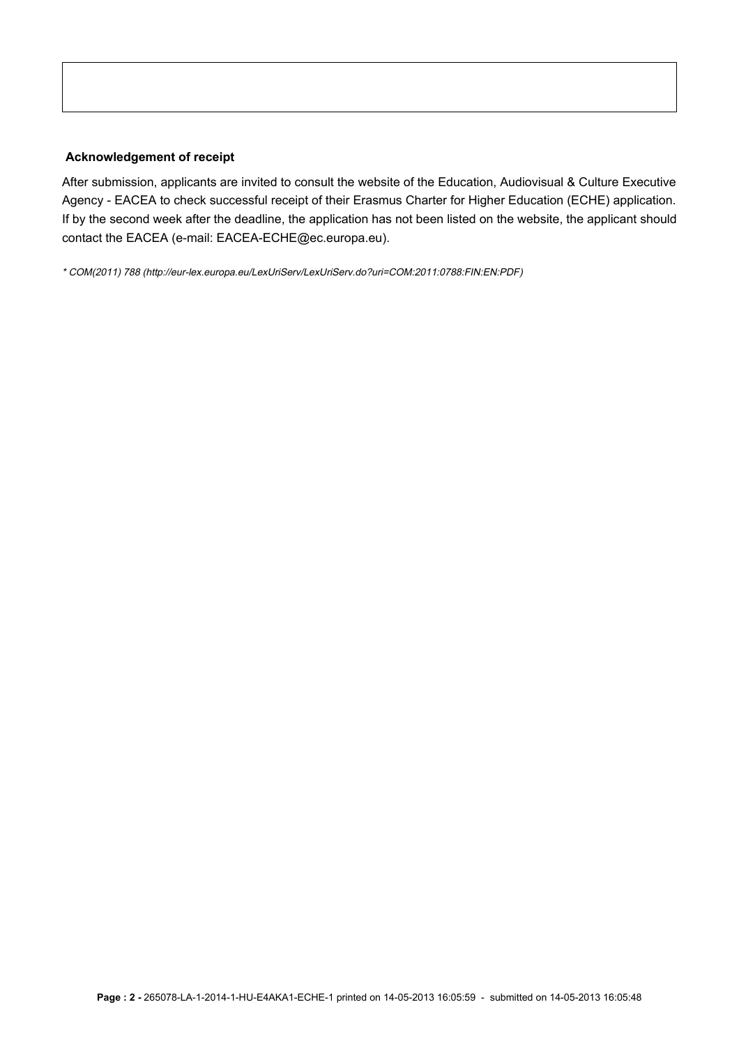**Acknowledgement of receipt**

After submission, applicants are invited to consult the website of the Education, Audiovisual & Culture Executive Agency - EACEA to check successful receipt of their Erasmus Charter for Higher Education (ECHE) application. If by the second week after the deadline, the application has not been listed on the website, the applicant should contact the EACEA (e-mail: EACEA-ECHE@ec.europa.eu).

*\* COM(2011) 788 (http://eur-lex.europa.eu/LexUriServ/LexUriServ.do?uri=COM:2011:0788:FIN:EN:PDF)*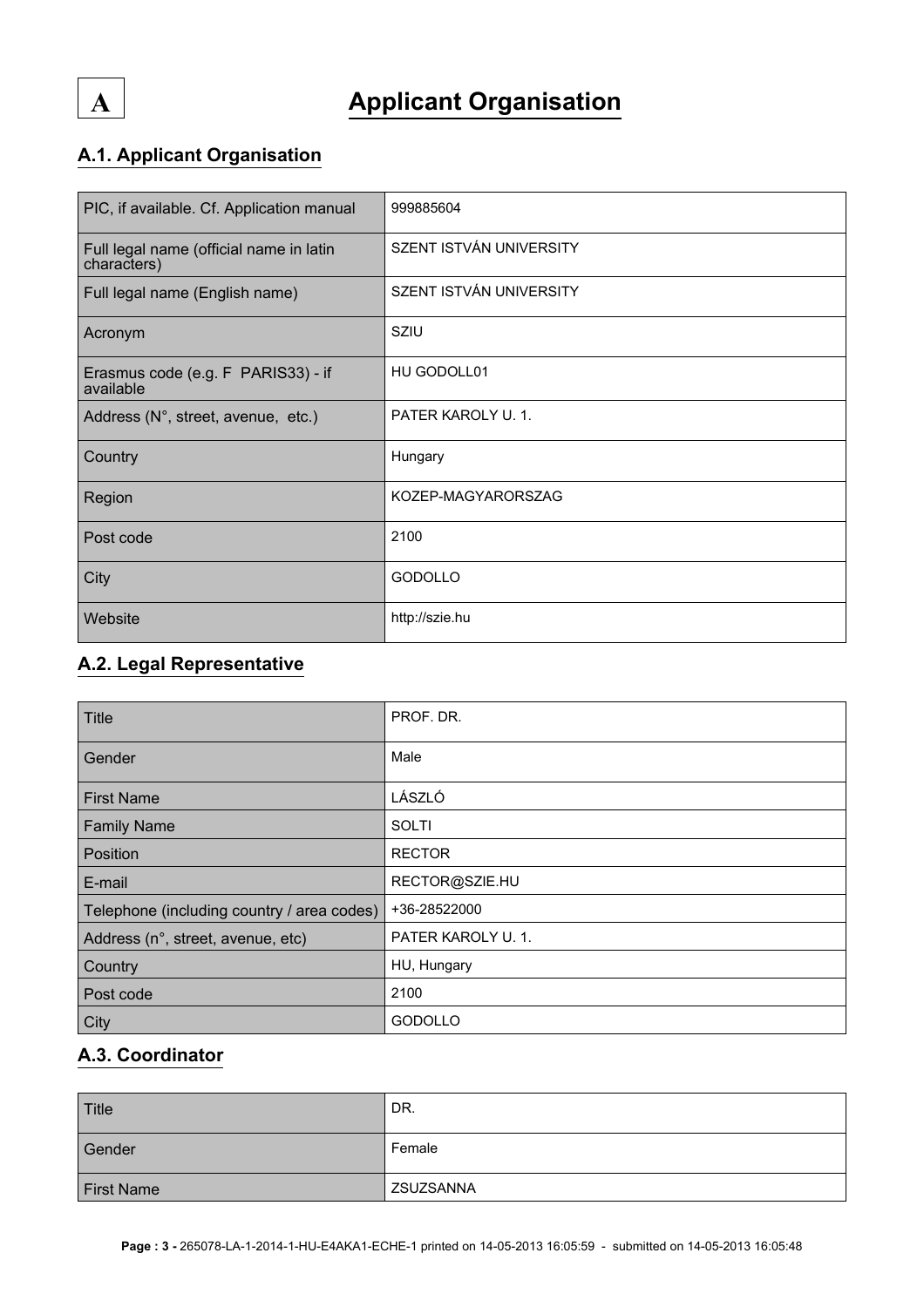# A Applicant Organisation

## A.1. Applicant Organisation

| | |
|---|---|
| PIC, if available. Cf. Application manual | 999885604 |
| Full legal name (official name in latin characters) | SZENT ISTVÁN UNIVERSITY |
| Full legal name (English name) | SZENT ISTVÁN UNIVERSITY |
| Acronym | SZIU |
| Erasmus code (e.g. F PARIS33) - if available | HU GODOLL01 |
| Address (N°, street, avenue, etc.) | PATER KAROLY U. 1. |
| Country | Hungary |
| Region | KOZEP-MAGYARORSZAG |
| Post code | 2100 |
| City | GODOLLO |
| Website | http://szie.hu |

## A.2. Legal Representative

| | |
|---|---|
| Title | PROF. DR. |
| Gender | Male |
| First Name | LÁSZLÓ |
| Family Name | SOLTI |
| Position | RECTOR |
| E-mail | RECTOR@SZIE.HU |
| Telephone (including country / area codes) | +36-28522000 |
| Address (n°, street, avenue, etc) | PATER KAROLY U. 1. |
| Country | HU, Hungary |
| Post code | 2100 |
| City | GODOLLO |

## A.3. Coordinator

| | |
|---|---|
| Title | DR. |
| Gender | Female |
| First Name | ZSUZSANNA |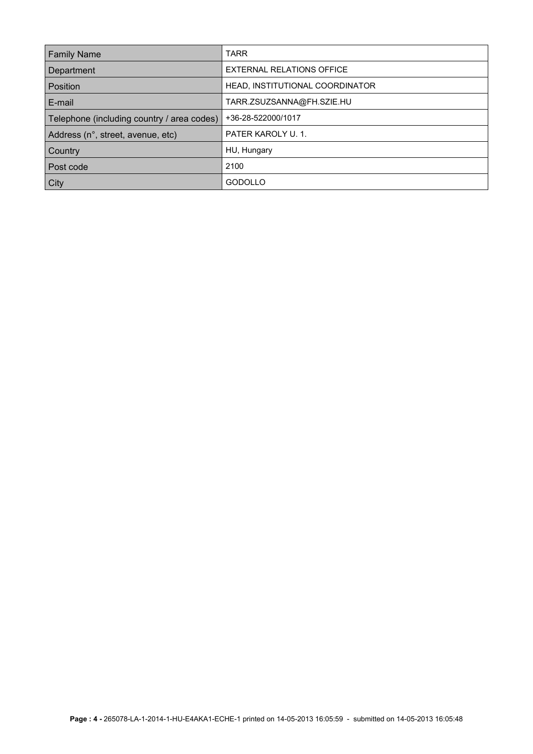| Family Name | TARR |
| --- | --- |
| Department | EXTERNAL RELATIONS OFFICE |
| Position | HEAD, INSTITUTIONAL COORDINATOR |
| E-mail | TARR.ZSUZSANNA@FH.SZIE.HU |
| Telephone (including country / area codes) | +36-28-522000/1017 |
| Address (n°, street, avenue, etc) | PATER KAROLY U. 1. |
| Country | HU, Hungary |
| Post code | 2100 |
| City | GODOLLO |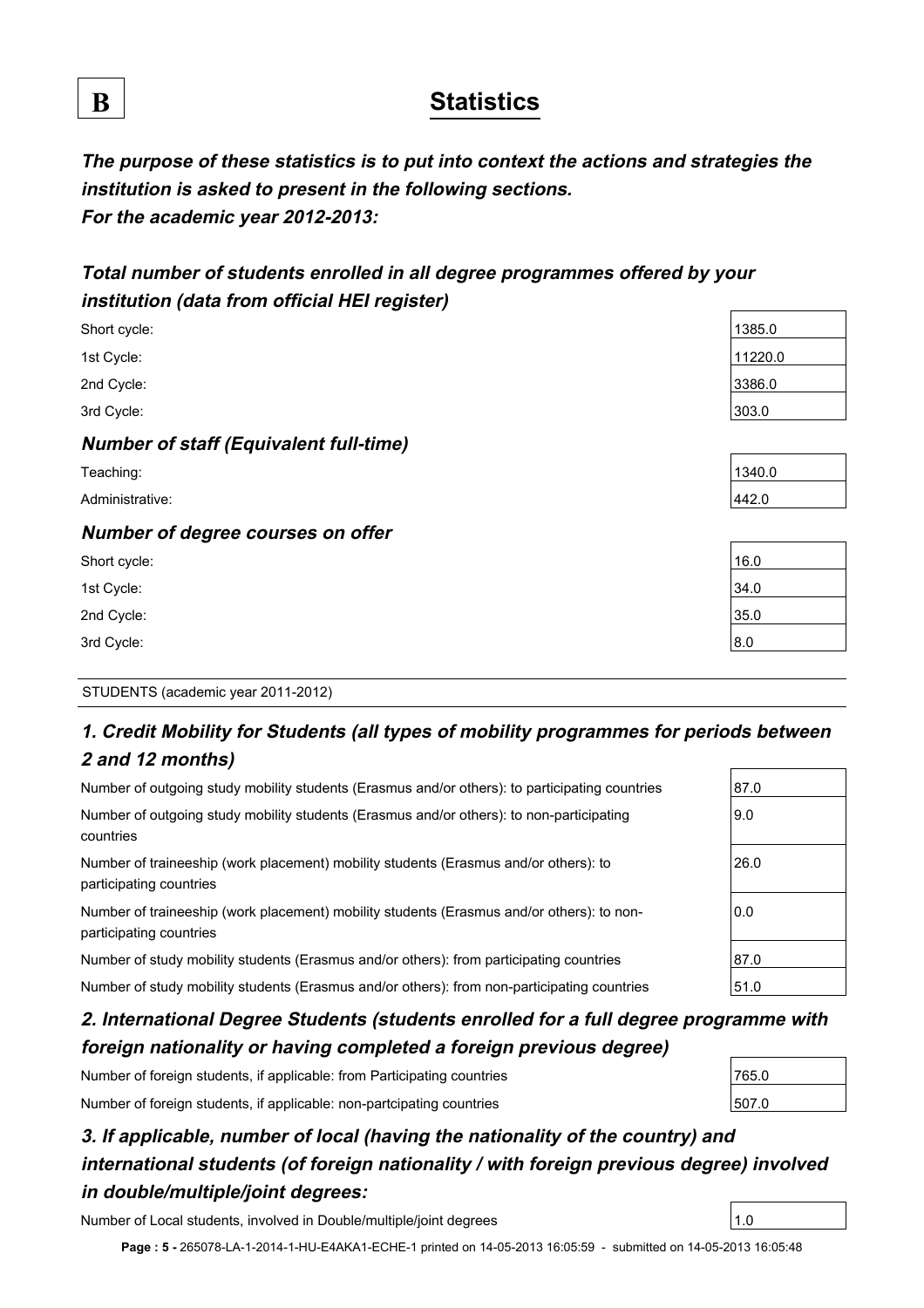B

# Statistics

***The purpose of these statistics is to put into context the actions and strategies the institution is asked to present in the following sections.***
***For the academic year 2012-2013:***

### *Total number of students enrolled in all degree programmes offered by your institution (data from official HEI register)*

| | |
|---|---|
| Short cycle: | 1385.0 |
| 1st Cycle: | 11220.0 |
| 2nd Cycle: | 3386.0 |
| 3rd Cycle: | 303.0 |

### *Number of staff (Equivalent full-time)*

| | |
|---|---|
| Teaching: | 1340.0 |
| Administrative: | 442.0 |

### *Number of degree courses on offer*

| | |
|---|---|
| Short cycle: | 16.0 |
| 1st Cycle: | 34.0 |
| 2nd Cycle: | 35.0 |
| 3rd Cycle: | 8.0 |

STUDENTS (academic year 2011-2012)

### *1. Credit Mobility for Students (all types of mobility programmes for periods between 2 and 12 months)*

| | |
|---|---|
| Number of outgoing study mobility students (Erasmus and/or others): to participating countries | 87.0 |
| Number of outgoing study mobility students (Erasmus and/or others): to non-participating countries | 9.0 |
| Number of traineeship (work placement) mobility students (Erasmus and/or others): to participating countries | 26.0 |
| Number of traineeship (work placement) mobility students (Erasmus and/or others): to non-participating countries | 0.0 |
| Number of study mobility students (Erasmus and/or others): from participating countries | 87.0 |
| Number of study mobility students (Erasmus and/or others): from non-participating countries | 51.0 |

### *2. International Degree Students (students enrolled for a full degree programme with foreign nationality or having completed a foreign previous degree)*

| | |
|---|---|
| Number of foreign students, if applicable: from Participating countries | 765.0 |
| Number of foreign students, if applicable: non-partcipating countries | 507.0 |

### *3. If applicable, number of local (having the nationality of the country) and international students (of foreign nationality / with foreign previous degree) involved in double/multiple/joint degrees:*

| | |
|---|---|
| Number of Local students, involved in Double/multiple/joint degrees | 1.0 |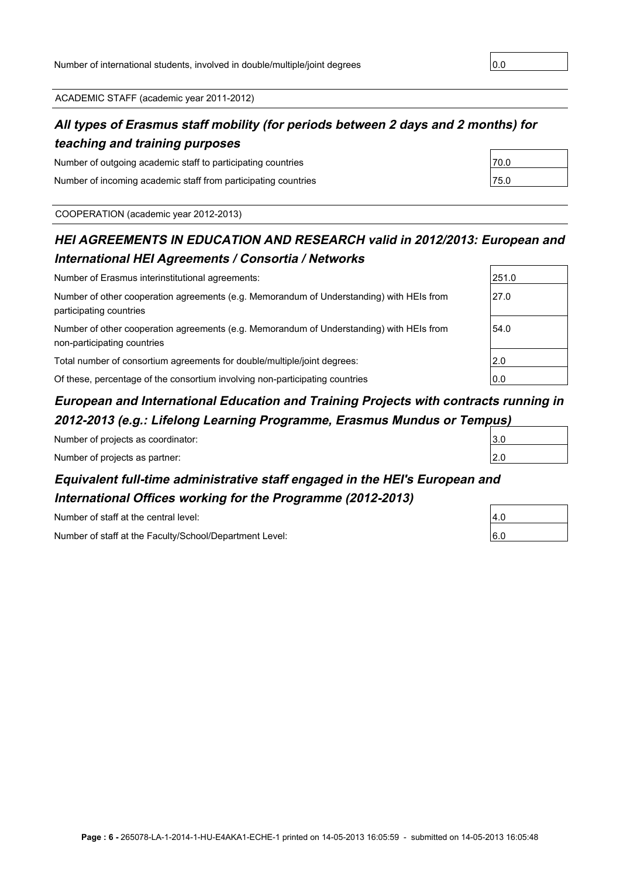| | |
|---|---|
| Number of international students, involved in double/multiple/joint degrees | 0.0 |

ACADEMIC STAFF (academic year 2011-2012)

### *All types of Erasmus staff mobility (for periods between 2 days and 2 months) for teaching and training purposes*

| | |
|---|---|
| Number of outgoing academic staff to participating countries | 70.0 |
| Number of incoming academic staff from participating countries | 75.0 |

COOPERATION (academic year 2012-2013)

### *HEI AGREEMENTS IN EDUCATION AND RESEARCH valid in 2012/2013: European and International HEI Agreements / Consortia / Networks*

| | |
|---|---|
| Number of Erasmus interinstitutional agreements: | 251.0 |
| Number of other cooperation agreements (e.g. Memorandum of Understanding) with HEIs from participating countries | 27.0 |
| Number of other cooperation agreements (e.g. Memorandum of Understanding) with HEIs from non-participating countries | 54.0 |
| Total number of consortium agreements for double/multiple/joint degrees: | 2.0 |
| Of these, percentage of the consortium involving non-participating countries | 0.0 |

### *European and International Education and Training Projects with contracts running in 2012-2013 (e.g.: Lifelong Learning Programme, Erasmus Mundus or Tempus)*

| | |
|---|---|
| Number of projects as coordinator: | 3.0 |
| Number of projects as partner: | 2.0 |

### *Equivalent full-time administrative staff engaged in the HEI's European and International Offices working for the Programme (2012-2013)*

| | |
|---|---|
| Number of staff at the central level: | 4.0 |
| Number of staff at the Faculty/School/Department Level: | 6.0 |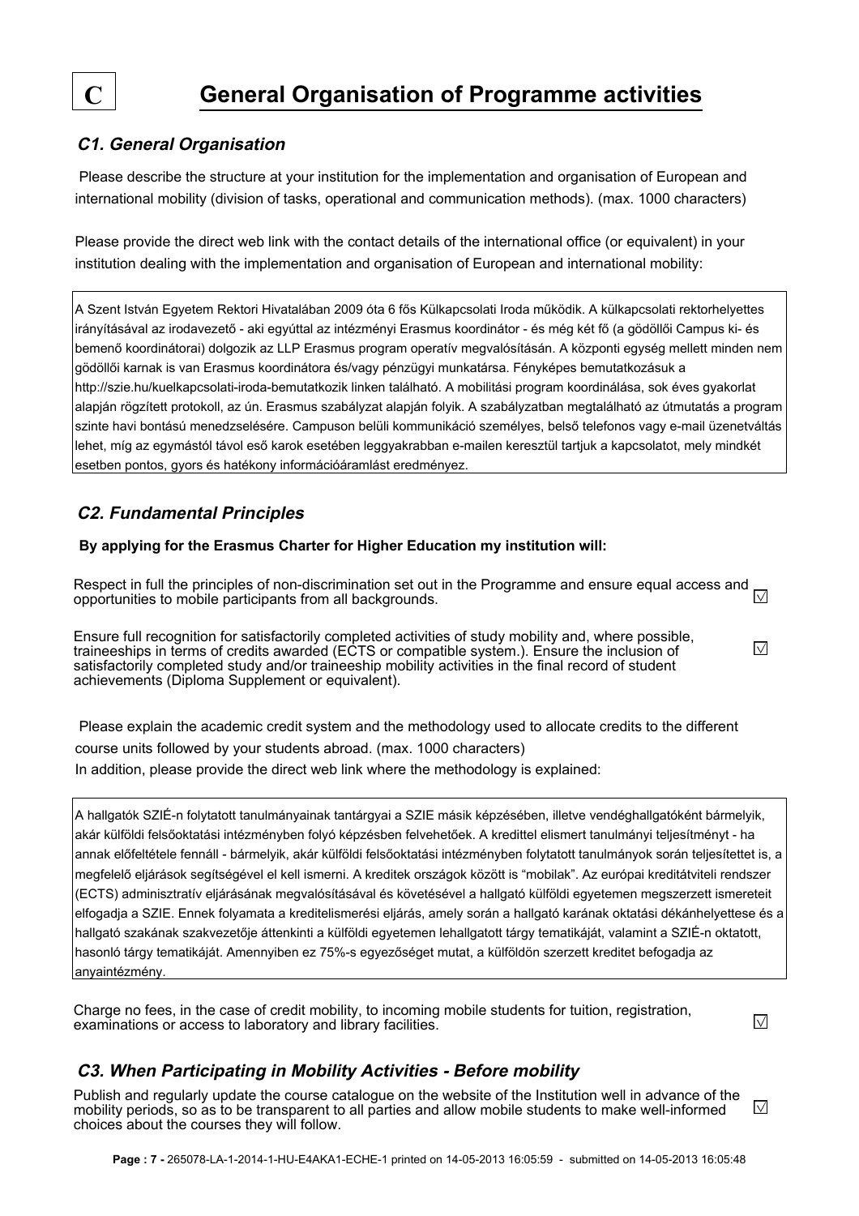# C General Organisation of Programme activities

## *C1. General Organisation*

Please describe the structure at your institution for the implementation and organisation of European and international mobility (division of tasks, operational and communication methods). (max. 1000 characters)

Please provide the direct web link with the contact details of the international office (or equivalent) in your institution dealing with the implementation and organisation of European and international mobility:

A Szent István Egyetem Rektori Hivatalában 2009 óta 6 fős Külkapcsolati Iroda működik. A külkapcsolati rektorhelyettes irányításával az irodavezető - aki egyúttal az intézményi Erasmus koordinátor - és még két fő (a gödöllői Campus ki- és bemenő koordinátorai) dolgozik az LLP Erasmus program operatív megvalósításán. A központi egység mellett minden nem gödöllői karnak is van Erasmus koordinátora és/vagy pénzügyi munkatársa. Fényképes bemutatkozásuk a http://szie.hu/kuelkapcsolati-iroda-bemutatkozik linken található. A mobilitási program koordinálása, sok éves gyakorlat alapján rögzített protokoll, az ún. Erasmus szabályzat alapján folyik. A szabályzatban megtalálható az útmutatás a program szinte havi bontású menedzselésére. Campuson belüli kommunikáció személyes, belső telefonos vagy e-mail üzenetváltás lehet, míg az egymástól távol eső karok esetében leggyakrabban e-mailen keresztül tartjuk a kapcsolatot, mely mindkét esetben pontos, gyors és hatékony információáramlást eredményez.

## *C2. Fundamental Principles*

**By applying for the Erasmus Charter for Higher Education my institution will:**

Respect in full the principles of non-discrimination set out in the Programme and ensure equal access and opportunities to mobile participants from all backgrounds. ☑

Ensure full recognition for satisfactorily completed activities of study mobility and, where possible, traineeships in terms of credits awarded (ECTS or compatible system.). Ensure the inclusion of satisfactorily completed study and/or traineeship mobility activities in the final record of student achievements (Diploma Supplement or equivalent). ☑

Please explain the academic credit system and the methodology used to allocate credits to the different course units followed by your students abroad. (max. 1000 characters)
In addition, please provide the direct web link where the methodology is explained:

A hallgatók SZIÉ-n folytatott tanulmányainak tantárgyai a SZIE másik képzésében, illetve vendéghallgatóként bármelyik, akár külföldi felsőoktatási intézményben folyó képzésben felvehetőek. A kredittel elismert tanulmányi teljesítményt - ha annak előfeltétele fennáll - bármelyik, akár külföldi felsőoktatási intézményben folytatott tanulmányok során teljesítették is, a megfelelő eljárások segítségével el kell ismerni. A kreditek országok között is "mobilak". Az európai kreditátviteli rendszer (ECTS) adminisztratív eljárásának megvalósításával és követésével a hallgató külföldi egyetemen megszerzett ismereteit elfogadja a SZIE. Ennek folyamata a kreditelismerési eljárás, amely során a hallgató karának oktatási dékánhelyettese és a hallgató szakának szakvezetője áttenkinti a külföldi egyetemen lehallgatott tárgy tematikáját, valamint a SZIÉ-n oktatott, hasonló tárgy tematikáját. Amennyiben ez 75%-s egyezőséget mutat, a külföldön szerzett kreditet befogadja az anyaintézmény.

Charge no fees, in the case of credit mobility, to incoming mobile students for tuition, registration, examinations or access to laboratory and library facilities. ☑

## *C3. When Participating in Mobility Activities - Before mobility*

Publish and regularly update the course catalogue on the website of the Institution well in advance of the mobility periods, so as to be transparent to all parties and allow mobile students to make well-informed choices about the courses they will follow. ☑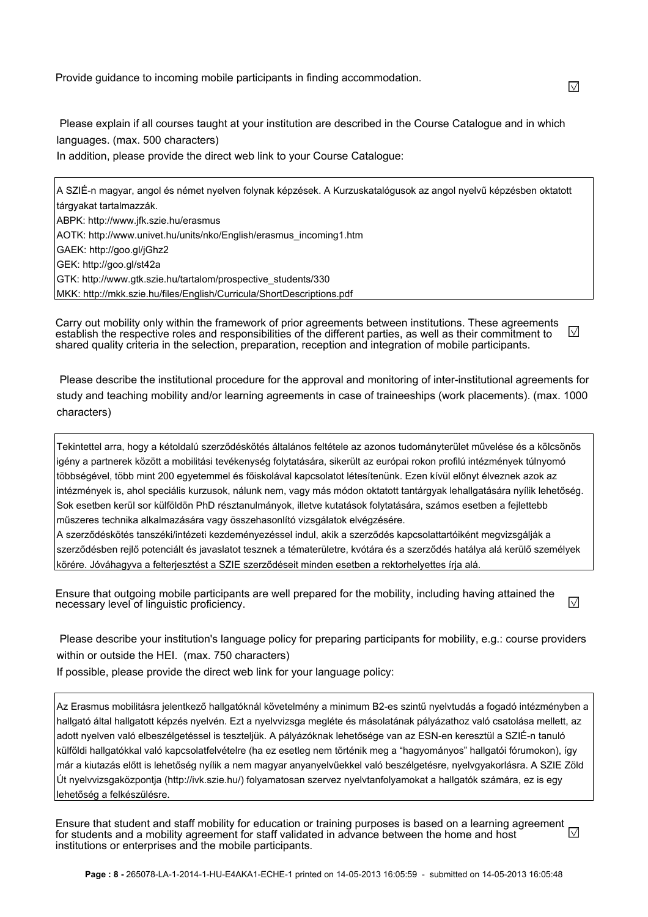Provide guidance to incoming mobile participants in finding accommodation. ☑

Please explain if all courses taught at your institution are described in the Course Catalogue and in which languages. (max. 500 characters)

In addition, please provide the direct web link to your Course Catalogue:

A SZIÉ-n magyar, angol és német nyelven folynak képzések. A Kurzuskatalógusok az angol nyelvű képzésben oktatott tárgyakat tartalmazzák.
ABPK: http://www.jfk.szie.hu/erasmus
AOTK: http://www.univet.hu/units/nko/English/erasmus_incoming1.htm
GAEK: http://goo.gl/jGhz2
GEK: http://goo.gl/st42a
GTK: http://www.gtk.szie.hu/tartalom/prospective_students/330
MKK: http://mkk.szie.hu/files/English/Curricula/ShortDescriptions.pdf

Carry out mobility only within the framework of prior agreements between institutions. These agreements establish the respective roles and responsibilities of the different parties, as well as their commitment to shared quality criteria in the selection, preparation, reception and integration of mobile participants. ☑

Please describe the institutional procedure for the approval and monitoring of inter-institutional agreements for study and teaching mobility and/or learning agreements in case of traineeships (work placements). (max. 1000 characters)

Tekintettel arra, hogy a kétoldalú szerződéskötés általános feltétele az azonos tudományterület művelése és a kölcsönös igény a partnerek között a mobilitási tevékenység folytatására, sikerült az európai rokon profilú intézmények túlnyomó többségével, több mint 200 egyetemmel és főiskolával kapcsolatot létesítenünk. Ezen kívül előnyt élveznek azok az intézmények is, ahol speciális kurzusok, nálunk nem, vagy más módon oktatott tantárgyak lehallgatására nyílik lehetőség. Sok esetben kerül sor külföldön PhD résztanulmányok, illetve kutatások folytatására, számos esetben a fejlettebb műszeres technika alkalmazására vagy összehasonlító vizsgálatok elvégzésére.
A szerződéskötés tanszéki/intézeti kezdeményezéssel indul, akik a szerződés kapcsolattartóiként megvizsgálják a szerződésben rejlő potenciált és javaslatot tesznek a tématerületre, kvótára és a szerződés hatálya alá kerülő személyek körére. Jóváhagyva a felterjesztést a SZIE szerződéseit minden esetben a rektorhelyettes írja alá.

Ensure that outgoing mobile participants are well prepared for the mobility, including having attained the necessary level of linguistic proficiency. ☑

Please describe your institution's language policy for preparing participants for mobility, e.g.: course providers within or outside the HEI. (max. 750 characters)

If possible, please provide the direct web link for your language policy:

Az Erasmus mobilitásra jelentkező hallgatóknál követelmény a minimum B2-es szintű nyelvtudás a fogadó intézményben a hallgató által hallgatott képzés nyelvén. Ezt a nyelvvizsga megléte és másolatának pályázathoz való csatolása mellett, az adott nyelven való elbeszélgetéssel is teszteljük. A pályázóknak lehetősége van az ESN-en keresztül a SZIÉ-n tanuló külföldi hallgatókkal való kapcsolatfelvételre (ha ez esetleg nem történik meg a "hagyományos" hallgatói fórumokon), így már a kiutazás előtt is lehetőség nyílik a nem magyar anyanyelvűekkel való beszélgetésre, nyelvgyakorlásra. A SZIE Zöld Út nyelvvizsgaközpontja (http://ivk.szie.hu/) folyamatosan szervez nyelvtanfolyamokat a hallgatók számára, ez is egy lehetőség a felkészülésre.

Ensure that student and staff mobility for education or training purposes is based on a learning agreement for students and a mobility agreement for staff validated in advance between the home and host institutions or enterprises and the mobile participants. ☑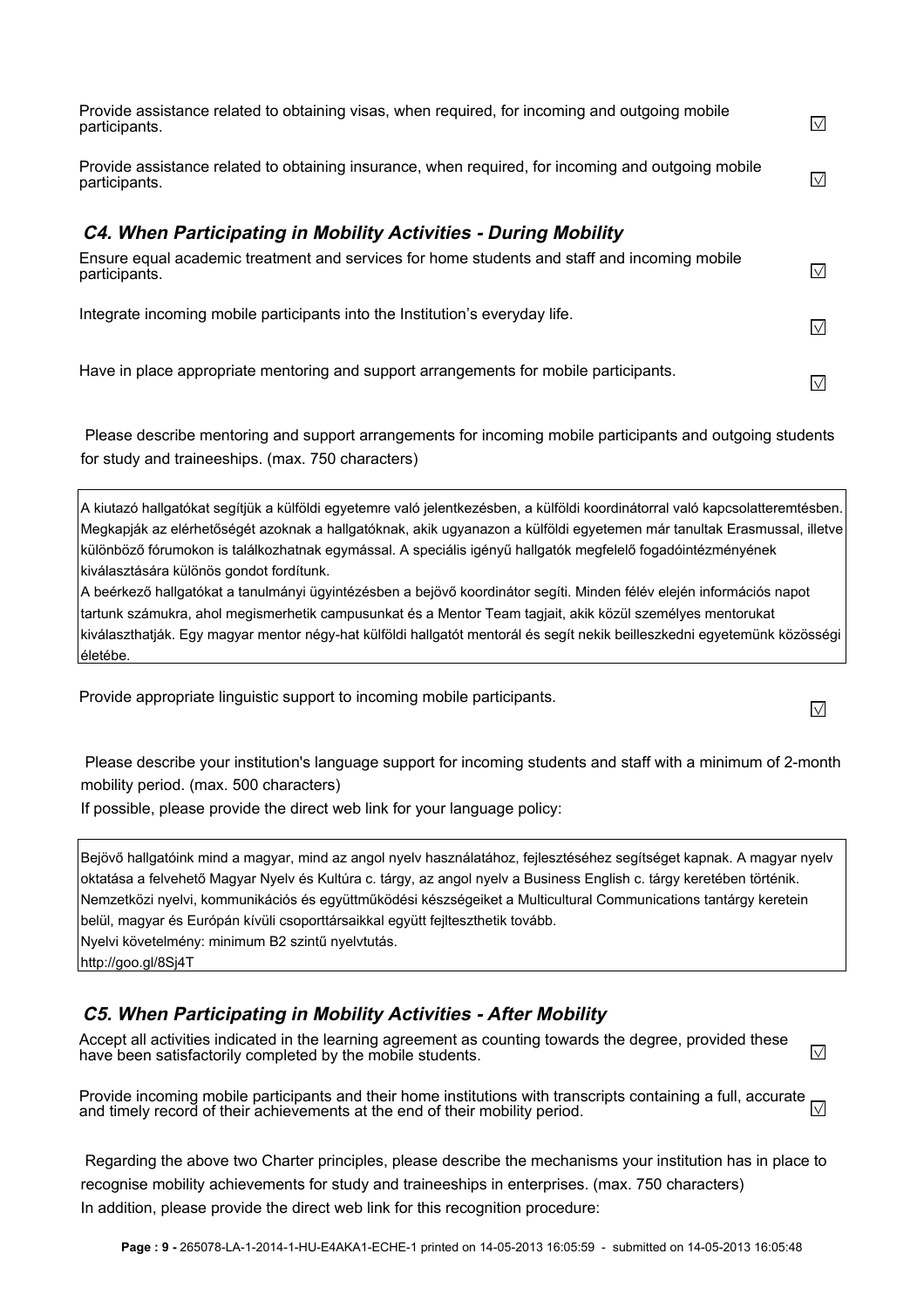Provide assistance related to obtaining visas, when required, for incoming and outgoing mobile participants. ☑

Provide assistance related to obtaining insurance, when required, for incoming and outgoing mobile participants. ☑

### *C4. When Participating in Mobility Activities - During Mobility*

Ensure equal academic treatment and services for home students and staff and incoming mobile participants. ☑

Integrate incoming mobile participants into the Institution's everyday life. ☑

Have in place appropriate mentoring and support arrangements for mobile participants. ☑

Please describe mentoring and support arrangements for incoming mobile participants and outgoing students for study and traineeships. (max. 750 characters)

A kiutazó hallgatókat segítjük a külföldi egyetemre való jelentkezésben, a külföldi koordinátorral való kapcsolatteremtésben. Megkapják az elérhetőségét azoknak a hallgatóknak, akik ugyanazon a külföldi egyetemen már tanultak Erasmussal, illetve különböző fórumokon is találkozhatnak egymással. A speciális igényű hallgatók megfelelő fogadóintézményének kiválasztására különös gondot fordítunk.
A beérkező hallgatókat a tanulmányi ügyintézésben a bejövő koordinátor segíti. Minden félév elején információs napot tartunk számukra, ahol megismerhetik campusunkat és a Mentor Team tagjait, akik közül személyes mentorukat kiválaszthatják. Egy magyar mentor négy-hat külföldi hallgatót mentorál és segít nekik beilleszkedni egyetemünk közösségi életébe.

Provide appropriate linguistic support to incoming mobile participants. ☑

Please describe your institution's language support for incoming students and staff with a minimum of 2-month mobility period. (max. 500 characters)
If possible, please provide the direct web link for your language policy:

Bejövő hallgatóink mind a magyar, mind az angol nyelv használatához, fejlesztéséhez segítséget kapnak. A magyar nyelv oktatása a felvehető Magyar Nyelv és Kultúra c. tárgy, az angol nyelv a Business English c. tárgy keretében történik. Nemzetközi nyelvi, kommunikációs és együttműködési készségeiket a Multicultural Communications tantárgy keretein belül, magyar és Európán kívüli csoporttársaikkal együtt fejlteszthetik tovább.
Nyelvi követelmény: minimum B2 szintű nyelvtutás.
http://goo.gl/8Sj4T

### *C5. When Participating in Mobility Activities - After Mobility*

Accept all activities indicated in the learning agreement as counting towards the degree, provided these have been satisfactorily completed by the mobile students. ☑

Provide incoming mobile participants and their home institutions with transcripts containing a full, accurate and timely record of their achievements at the end of their mobility period. ☑

Regarding the above two Charter principles, please describe the mechanisms your institution has in place to recognise mobility achievements for study and traineeships in enterprises. (max. 750 characters)
In addition, please provide the direct web link for this recognition procedure: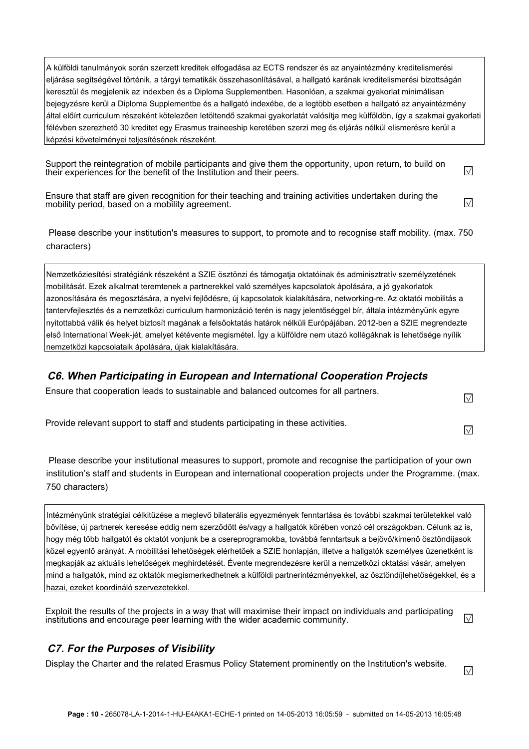A külföldi tanulmányok során szerzett kreditek elfogadása az ECTS rendszer és az anyaintézmény kreditelismerési eljárása segítségével történik, a tárgyi tematikák összehasonlításával, a hallgató karának kreditelismerési bizottságán keresztül és megjelenik az indexben és a Diploma Supplementben. Hasonlóan, a szakmai gyakorlat minimálisan bejegyzésre kerül a Diploma Supplementbe és a hallgató indexébe, de a legtöbb esetben a hallgató az anyaintézmény által előírt curriculum részeként kötelezően letöltendő szakmai gyakorlatát valósítja meg külföldön, így a szakmai gyakorlati félévben szerezhető 30 kreditet egy Erasmus traineeship keretében szerzi meg és eljárás nélkül elismerésre kerül a képzési követelményei teljesítésének részeként.

Support the reintegration of mobile participants and give them the opportunity, upon return, to build on their experiences for the benefit of the Institution and their peers. ☑

Ensure that staff are given recognition for their teaching and training activities undertaken during the mobility period, based on a mobility agreement. ☑

Please describe your institution's measures to support, to promote and to recognise staff mobility. (max. 750 characters)

Nemzetköziesítési stratégiánk részeként a SZIE ösztönzi és támogatja oktatóinak és adminisztratív személyzetének mobilitását. Ezek alkalmat teremtenek a partnerekkel való személyes kapcsolatok ápolására, a jó gyakorlatok azonosítására és megosztására, a nyelvi fejlődésre, új kapcsolatok kialakítására, networking-re. Az oktatói mobilitás a tantervfejlesztés és a nemzetközi curriculum harmonizáció terén is nagy jelentőséggel bír, általa intézményünk egyre nyitottabbá válik és helyet biztosít magának a felsőoktatás határok nélküli Európájában. 2012-ben a SZIE megrendezte első International Week-jét, amelyet kétévente megismétel. Így a külföldre nem utazó kollégáknak is lehetősége nyílik nemzetközi kapcsolataik ápolására, újak kialakítására.

### C6. When Participating in European and International Cooperation Projects

Ensure that cooperation leads to sustainable and balanced outcomes for all partners. ☑

Provide relevant support to staff and students participating in these activities. ☑

Please describe your institutional measures to support, promote and recognise the participation of your own institution's staff and students in European and international cooperation projects under the Programme. (max. 750 characters)

Intézményünk stratégiai célkitűzése a meglevő bilaterális egyezmények fenntartása és további szakmai területekkel való bővítése, új partnerek keresése eddig nem szerződött és/vagy a hallgatók körében vonzó cél országokban. Célunk az is, hogy még több hallgatót és oktatót vonjunk be a csereprogramokba, továbbá fenntartsuk a bejövő/kimenő ösztöndíjasok közel egyenlő arányát. A mobilitási lehetőségek elérhetőek a SZIE honlapján, illetve a hallgatók személyes üzenetként is megkapják az aktuális lehetőségek meghirdetését. Évente megrendezésre kerül a nemzetközi oktatási vásár, amelyen mind a hallgatók, mind az oktatók megismerkedhetnek a külföldi partnerintézményekkel, az ösztöndíjlehetőségekkel, és a hazai, ezeket koordináló szervezetekkel.

Exploit the results of the projects in a way that will maximise their impact on individuals and participating institutions and encourage peer learning with the wider academic community. ☑

### C7. For the Purposes of Visibility

Display the Charter and the related Erasmus Policy Statement prominently on the Institution's website. ☑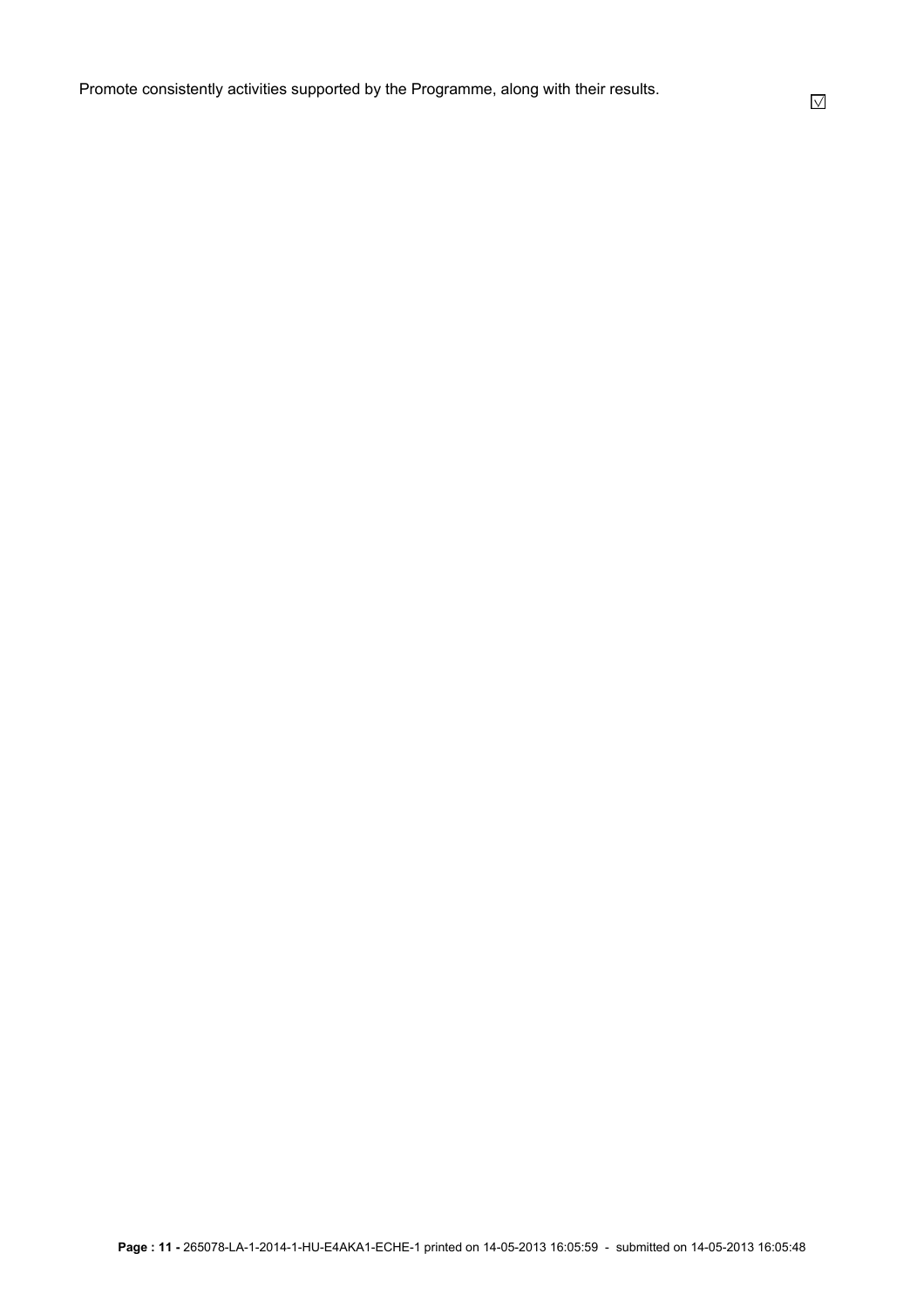Promote consistently activities supported by the Programme, along with their results. ☑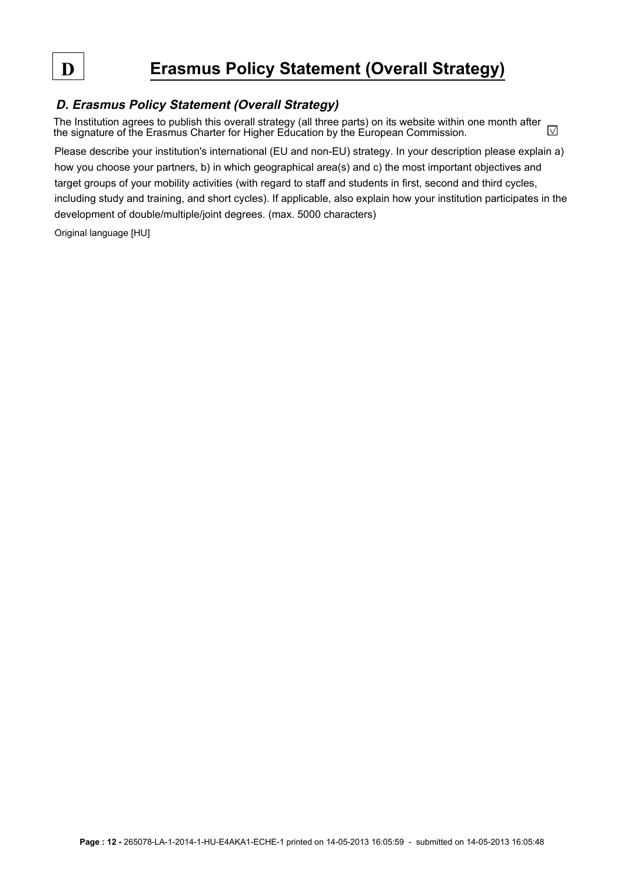# D Erasmus Policy Statement (Overall Strategy)

## *D. Erasmus Policy Statement (Overall Strategy)*

The Institution agrees to publish this overall strategy (all three parts) on its website within one month after the signature of the Erasmus Charter for Higher Education by the European Commission. ☑

Please describe your institution's international (EU and non-EU) strategy. In your description please explain a) how you choose your partners, b) in which geographical area(s) and c) the most important objectives and target groups of your mobility activities (with regard to staff and students in first, second and third cycles, including study and training, and short cycles). If applicable, also explain how your institution participates in the development of double/multiple/joint degrees. (max. 5000 characters)

Original language [HU]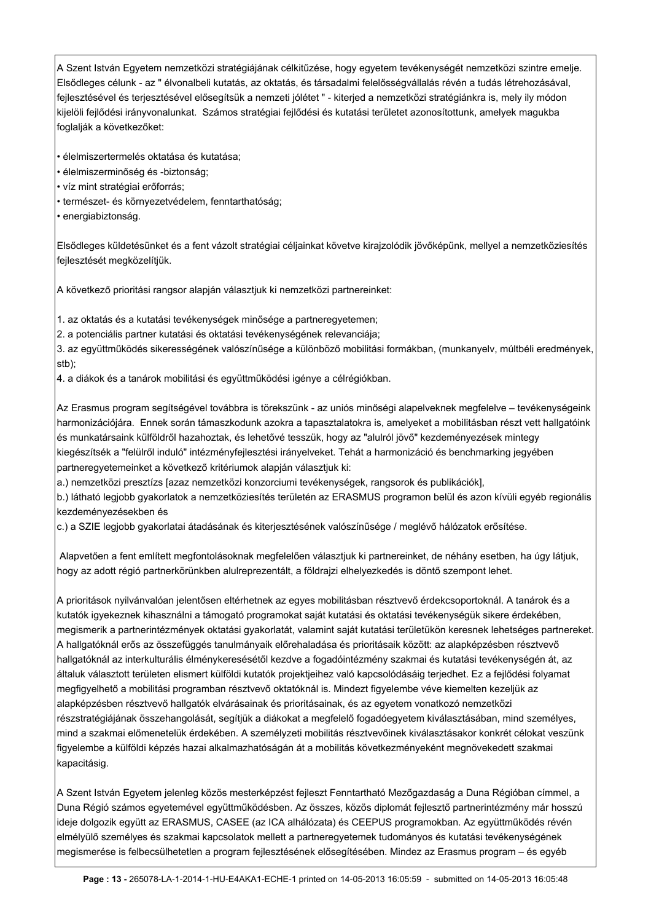A Szent István Egyetem nemzetközi stratégiájának célkitűzése, hogy egyetem tevékenységét nemzetközi szintre emelje. Elsődleges célunk - az " élvonalbeli kutatás, az oktatás, és társadalmi felelősségvállalás révén a tudás létrehozásával, fejlesztésével és terjesztésével elősegítsük a nemzeti jólétet " - kiterjed a nemzetközi stratégiánkra is, mely ily módon kijelöli fejlődési irányvonalunkat. Számos stratégiai fejlődési és kutatási területet azonosítottunk, amelyek magukba foglalják a következőket:

- élelmiszertermelés oktatása és kutatása;
- élelmiszerminőség és -biztonság;
- víz mint stratégiai erőforrás;
- természet- és környezetvédelem, fenntarthatóság;
- energiabiztonság.

Elsődleges küldetésünket és a fent vázolt stratégiai céljainkat követve kirajzolódik jövőképünk, mellyel a nemzetköziesítés fejlesztését megközelítjük.

A következő prioritási rangsor alapján választjuk ki nemzetközi partnereinket:

1. az oktatás és a kutatási tevékenységek minősége a partneregyetemen;
2. a potenciális partner kutatási és oktatási tevékenységének relevanciája;
3. az együttműködés sikerességének valószínűsége a különböző mobilitási formákban, (munkanyelv, múltbéli eredmények, stb);
4. a diákok és a tanárok mobilitási és együttműködési igénye a célrégiókban.

Az Erasmus program segítségével továbbra is törekszünk - az uniós minőségi alapelveknek megfelelve – tevékenységeink harmonizációjára. Ennek során támaszkodunk azokra a tapasztalatokra is, amelyeket a mobilitásban részt vett hallgatóink és munkatársaink külföldről hazahoztak, és lehetővé tesszük, hogy az "alulról jövő" kezdeményezések mintegy kiegészítsék a "felülről induló" intézményfejlesztési irányelveket. Tehát a harmonizáció és benchmarking jegyében partneregyetemeinket a következő kritériumok alapján választjuk ki:
a.) nemzetközi presztízs [azaz nemzetközi konzorciumi tevékenységek, rangsorok és publikációk],
b.) látható legjobb gyakorlatok a nemzetköziesítés területén az ERASMUS programon belül és azon kívüli egyéb regionális kezdeményezésekben és
c.) a SZIE legjobb gyakorlatai átadásának és kiterjesztésének valószínűsége / meglévő hálózatok erősítése.

Alapvetően a fent említett megfontolásoknak megfelelően választjuk ki partnereinket, de néhány esetben, ha úgy látjuk, hogy az adott régió partnerkörünkben alulreprezentált, a földrajzi elhelyezkedés is döntő szempont lehet.

A prioritások nyilvánvalóan jelentősen eltérhetnek az egyes mobilitásban résztvevő érdekcsoportoknál. A tanárok és a kutatók igyekeznek kihasználni a támogató programokat saját kutatási és oktatási tevékenységük sikere érdekében, megismerik a partnerintézmények oktatási gyakorlatát, valamint saját kutatási területükön keresnek lehetséges partnereket. A hallgatóknál erős az összefüggés tanulmányaik előrehaladása és prioritásaik között: az alapképzésben résztvevő hallgatóknál az interkulturális élménykeresésétől kezdve a fogadóintézmény szakmai és kutatási tevékenységén át, az általuk választott területen elismert külföldi kutatók projektjeihez való kapcsolódásáig terjedhet. Ez a fejlődési folyamat megfigyelhető a mobilitási programban résztvevő oktatóknál is. Mindezt figyelembe véve kiemelten kezeljük az alapképzésben résztvevő hallgatók elvárásainak és prioritásainak, és az egyetem vonatkozó nemzetközi részstratégiájának összehangolását, segítjük a diákokat a megfelelő fogadóegyetem kiválasztásában, mind személyes, mind a szakmai előmenetelük érdekében. A személyzeti mobilitás résztvevőinek kiválasztásakor konkrét célokat veszünk figyelembe a külföldi képzés hazai alkalmazhatóságán át a mobilitás következményeként megnövekedett szakmai kapacitásig.

A Szent István Egyetem jelenleg közös mesterképzést fejleszt Fenntartható Mezőgazdaság a Duna Régióban címmel, a Duna Régió számos egyetemével együttműködésben. Az összes, közös diplomát fejlesztő partnerintézmény már hosszú ideje dolgozik együtt az ERASMUS, CASEE (az ICA alhálózata) és CEEPUS programokban. Az együttműködés révén elmélyülő személyes és szakmai kapcsolatok mellett a partneregyetemek tudományos és kutatási tevékenységének megismerése is felbecsülhetetlen a program fejlesztésének elősegítésében. Mindez az Erasmus program – és egyéb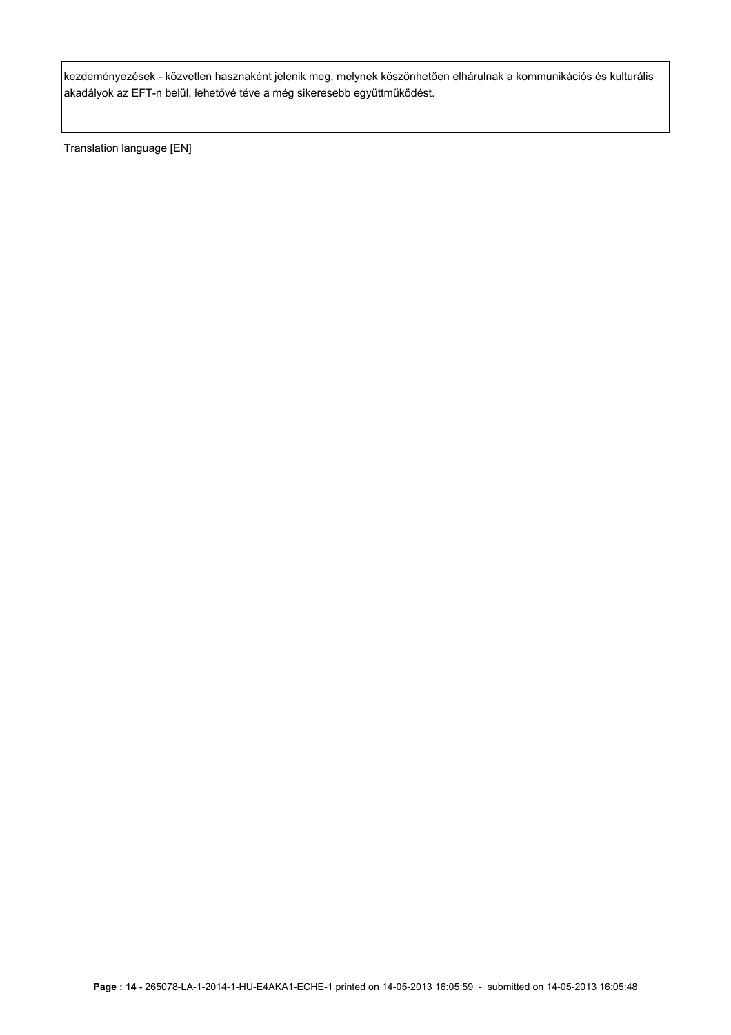kezdeményezések - közvetlen hasznaként jelenik meg, melynek köszönhetően elhárulnak a kommunikációs és kulturális akadályok az EFT-n belül, lehetővé téve a még sikeresebb együttműködést.

Translation language [EN]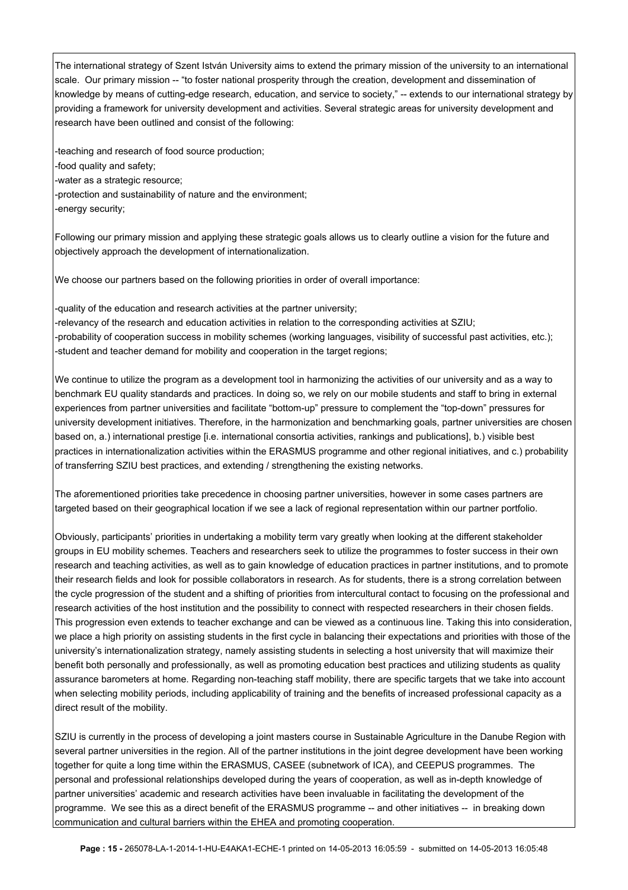The international strategy of Szent István University aims to extend the primary mission of the university to an international scale. Our primary mission -- "to foster national prosperity through the creation, development and dissemination of knowledge by means of cutting-edge research, education, and service to society," -- extends to our international strategy by providing a framework for university development and activities. Several strategic areas for university development and research have been outlined and consist of the following:

-teaching and research of food source production;
-food quality and safety;
-water as a strategic resource;
-protection and sustainability of nature and the environment;
-energy security;

Following our primary mission and applying these strategic goals allows us to clearly outline a vision for the future and objectively approach the development of internationalization.

We choose our partners based on the following priorities in order of overall importance:

-quality of the education and research activities at the partner university;
-relevancy of the research and education activities in relation to the corresponding activities at SZIU;
-probability of cooperation success in mobility schemes (working languages, visibility of successful past activities, etc.);
-student and teacher demand for mobility and cooperation in the target regions;

We continue to utilize the program as a development tool in harmonizing the activities of our university and as a way to benchmark EU quality standards and practices. In doing so, we rely on our mobile students and staff to bring in external experiences from partner universities and facilitate "bottom-up" pressure to complement the "top-down" pressures for university development initiatives. Therefore, in the harmonization and benchmarking goals, partner universities are chosen based on, a.) international prestige [i.e. international consortia activities, rankings and publications], b.) visible best practices in internationalization activities within the ERASMUS programme and other regional initiatives, and c.) probability of transferring SZIU best practices, and extending / strengthening the existing networks.

The aforementioned priorities take precedence in choosing partner universities, however in some cases partners are targeted based on their geographical location if we see a lack of regional representation within our partner portfolio.

Obviously, participants' priorities in undertaking a mobility term vary greatly when looking at the different stakeholder groups in EU mobility schemes. Teachers and researchers seek to utilize the programmes to foster success in their own research and teaching activities, as well as to gain knowledge of education practices in partner institutions, and to promote their research fields and look for possible collaborators in research. As for students, there is a strong correlation between the cycle progression of the student and a shifting of priorities from intercultural contact to focusing on the professional and research activities of the host institution and the possibility to connect with respected researchers in their chosen fields. This progression even extends to teacher exchange and can be viewed as a continuous line. Taking this into consideration, we place a high priority on assisting students in the first cycle in balancing their expectations and priorities with those of the university's internationalization strategy, namely assisting students in selecting a host university that will maximize their benefit both personally and professionally, as well as promoting education best practices and utilizing students as quality assurance barometers at home. Regarding non-teaching staff mobility, there are specific targets that we take into account when selecting mobility periods, including applicability of training and the benefits of increased professional capacity as a direct result of the mobility.

SZIU is currently in the process of developing a joint masters course in Sustainable Agriculture in the Danube Region with several partner universities in the region. All of the partner institutions in the joint degree development have been working together for quite a long time within the ERASMUS, CASEE (subnetwork of ICA), and CEEPUS programmes. The personal and professional relationships developed during the years of cooperation, as well as in-depth knowledge of partner universities' academic and research activities have been invaluable in facilitating the development of the programme. We see this as a direct benefit of the ERASMUS programme -- and other initiatives -- in breaking down communication and cultural barriers within the EHEA and promoting cooperation.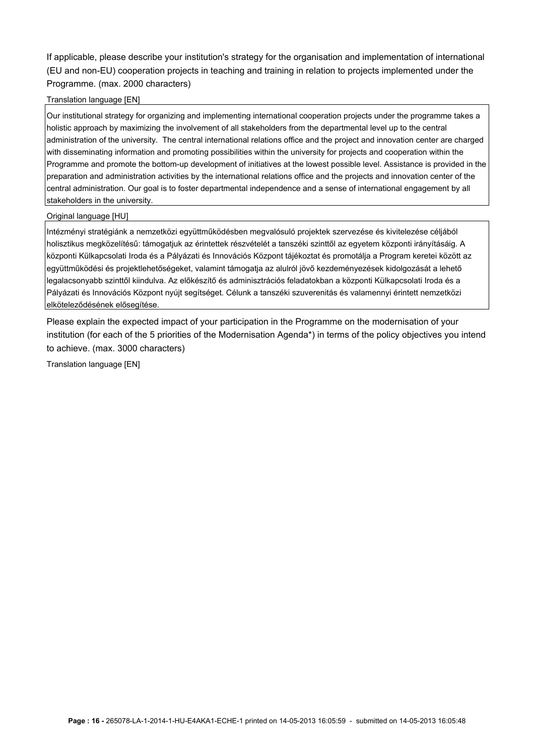If applicable, please describe your institution's strategy for the organisation and implementation of international (EU and non-EU) cooperation projects in teaching and training in relation to projects implemented under the Programme. (max. 2000 characters)

Translation language [EN]

Our institutional strategy for organizing and implementing international cooperation projects under the programme takes a holistic approach by maximizing the involvement of all stakeholders from the departmental level up to the central administration of the university. The central international relations office and the project and innovation center are charged with disseminating information and promoting possibilities within the university for projects and cooperation within the Programme and promote the bottom-up development of initiatives at the lowest possible level. Assistance is provided in the preparation and administration activities by the international relations office and the projects and innovation center of the central administration. Our goal is to foster departmental independence and a sense of international engagement by all stakeholders in the university.

Original language [HU]

Intézményi stratégiánk a nemzetközi együttműködésben megvalósuló projektek szervezése és kivitelezése céljából holisztikus megközelítésű: támogatjuk az érintettek részvételét a tanszéki szinttől az egyetem központi irányításáig. A központi Külkapcsolati Iroda és a Pályázati és Innovációs Központ tájékoztat és promotálja a Program keretei között az együttműködési és projektlehetőségeket, valamint támogatja az alulról jövő kezdeményezések kidolgozását a lehető legalacsonyabb szinttől kiindulva. Az előkészítő és adminisztrációs feladatokban a központi Külkapcsolati Iroda és a Pályázati és Innovációs Központ nyújt segítséget. Célunk a tanszéki szuverenitás és valamennyi érintett nemzetközi elköteleződésének elősegítése.

Please explain the expected impact of your participation in the Programme on the modernisation of your institution (for each of the 5 priorities of the Modernisation Agenda*) in terms of the policy objectives you intend to achieve. (max. 3000 characters)

Translation language [EN]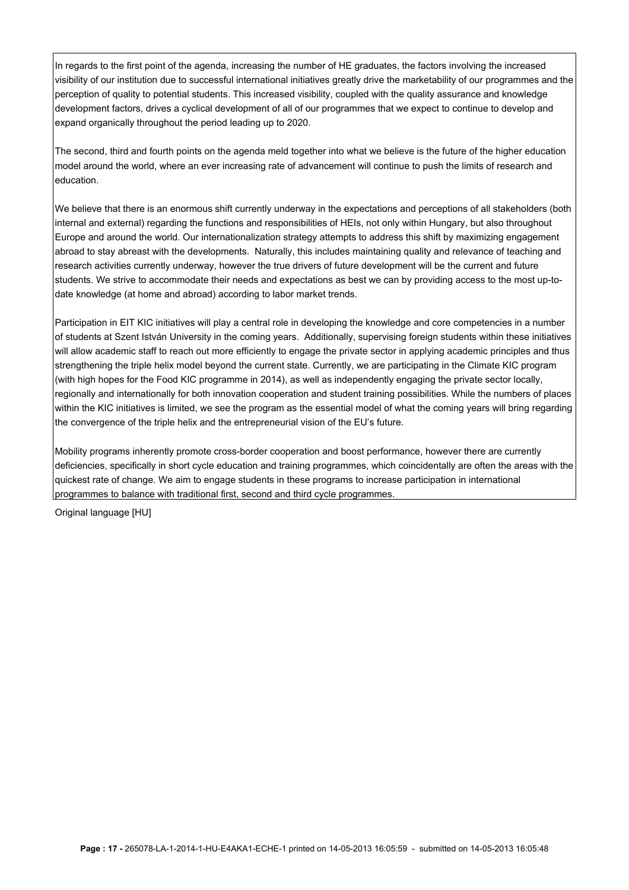In regards to the first point of the agenda, increasing the number of HE graduates, the factors involving the increased visibility of our institution due to successful international initiatives greatly drive the marketability of our programmes and the perception of quality to potential students. This increased visibility, coupled with the quality assurance and knowledge development factors, drives a cyclical development of all of our programmes that we expect to continue to develop and expand organically throughout the period leading up to 2020.

The second, third and fourth points on the agenda meld together into what we believe is the future of the higher education model around the world, where an ever increasing rate of advancement will continue to push the limits of research and education.

We believe that there is an enormous shift currently underway in the expectations and perceptions of all stakeholders (both internal and external) regarding the functions and responsibilities of HEIs, not only within Hungary, but also throughout Europe and around the world. Our internationalization strategy attempts to address this shift by maximizing engagement abroad to stay abreast with the developments. Naturally, this includes maintaining quality and relevance of teaching and research activities currently underway, however the true drivers of future development will be the current and future students. We strive to accommodate their needs and expectations as best we can by providing access to the most up-to-date knowledge (at home and abroad) according to labor market trends.

Participation in EIT KIC initiatives will play a central role in developing the knowledge and core competencies in a number of students at Szent István University in the coming years. Additionally, supervising foreign students within these initiatives will allow academic staff to reach out more efficiently to engage the private sector in applying academic principles and thus strengthening the triple helix model beyond the current state. Currently, we are participating in the Climate KIC program (with high hopes for the Food KIC programme in 2014), as well as independently engaging the private sector locally, regionally and internationally for both innovation cooperation and student training possibilities. While the numbers of places within the KIC initiatives is limited, we see the program as the essential model of what the coming years will bring regarding the convergence of the triple helix and the entrepreneurial vision of the EU's future.

Mobility programs inherently promote cross-border cooperation and boost performance, however there are currently deficiencies, specifically in short cycle education and training programmes, which coincidentally are often the areas with the quickest rate of change. We aim to engage students in these programs to increase participation in international programmes to balance with traditional first, second and third cycle programmes.

Original language [HU]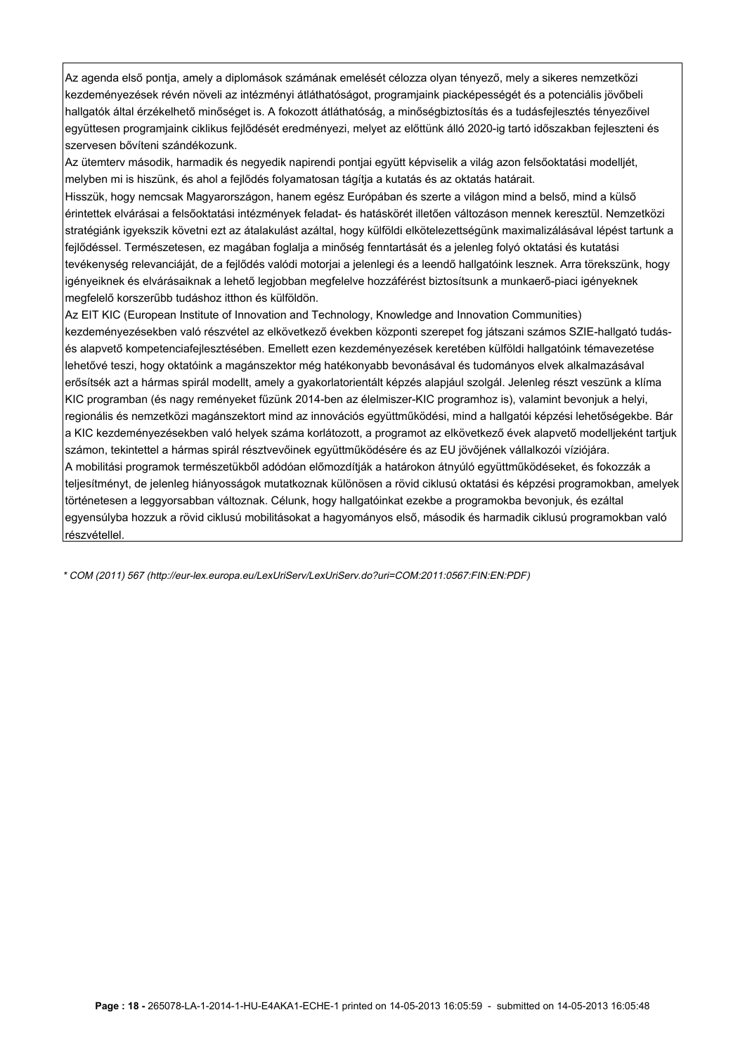Az agenda első pontja, amely a diplomások számának emelését célozza olyan tényező, mely a sikeres nemzetközi kezdeményezések révén növeli az intézményi átláthatóságot, programjaink piacképességét és a potenciális jövőbeli hallgatók által érzékelhető minőséget is. A fokozott átláthatóság, a minőségbiztosítás és a tudásfejlesztés tényezőivel együttesen programjaink ciklikus fejlődését eredményezi, melyet az előttünk álló 2020-ig tartó időszakban fejleszteni és szervesen bővíteni szándékozunk.

Az ütemterv második, harmadik és negyedik napirendi pontjai együtt képviselik a világ azon felsőoktatási modelljét, melyben mi is hiszünk, és ahol a fejlődés folyamatosan tágítja a kutatás és az oktatás határait.

Hisszük, hogy nemcsak Magyarországon, hanem egész Európában és szerte a világon mind a belső, mind a külső érintettek elvárásai a felsőoktatási intézmények feladat- és hatáskörét illetően változáson mennek keresztül. Nemzetközi stratégiánk igyekszik követni ezt az átalakulást azáltal, hogy külföldi elkötelezettségünk maximalizálásával lépést tartunk a fejlődéssel. Természetesen, ez magában foglalja a minőség fenntartását és a jelenleg folyó oktatási és kutatási tevékenység relevanciáját, de a fejlődés valódi motorjai a jelenlegi és a leendő hallgatóink lesznek. Arra törekszünk, hogy igényeiknek és elvárásaiknak a lehető legjobban megfelelve hozzáférést biztosítsunk a munkaerő-piaci igényeknek megfelelő korszerűbb tudáshoz itthon és külföldön.

Az EIT KIC (European Institute of Innovation and Technology, Knowledge and Innovation Communities) kezdeményezésekben való részvétel az elkövetkező években központi szerepet fog játszani számos SZIE-hallgató tudás- és alapvető kompetenciafejlesztésében. Emellett ezen kezdeményezések keretében külföldi hallgatóink témavezetése lehetővé teszi, hogy oktatóink a magánszektor még hatékonyabb bevonásával és tudományos elvek alkalmazásával erősítsék azt a hármas spirál modellt, amely a gyakorlatorientált képzés alapjául szolgál. Jelenleg részt veszünk a klíma KIC programban (és nagy reményeket fűzünk 2014-ben az élelmiszer-KIC programhoz is), valamint bevonjuk a helyi, regionális és nemzetközi magánszektort mind az innovációs együttműködési, mind a hallgatói képzési lehetőségekbe. Bár a KIC kezdeményezésekben való helyek száma korlátozott, a programot az elkövetkező évek alapvető modelljeként tartjuk számon, tekintettel a hármas spirál résztvevőinek együttműködésére és az EU jövőjének vállalkozói víziójára.

A mobilitási programok természetükből adódóan előmozdítják a határokon átnyúló együttműködéseket, és fokozzák a teljesítményt, de jelenleg hiányosságok mutatkoznak különösen a rövid ciklusú oktatási és képzési programokban, amelyek történetesen a leggyorsabban változnak. Célunk, hogy hallgatóinkat ezekbe a programokba bevonjuk, és ezáltal egyensúlyba hozzuk a rövid ciklusú mobilitásokat a hagyományos első, második és harmadik ciklusú programokban való részvétellel.

*\* COM (2011) 567 (http://eur-lex.europa.eu/LexUriServ/LexUriServ.do?uri=COM:2011:0567:FIN:EN:PDF)*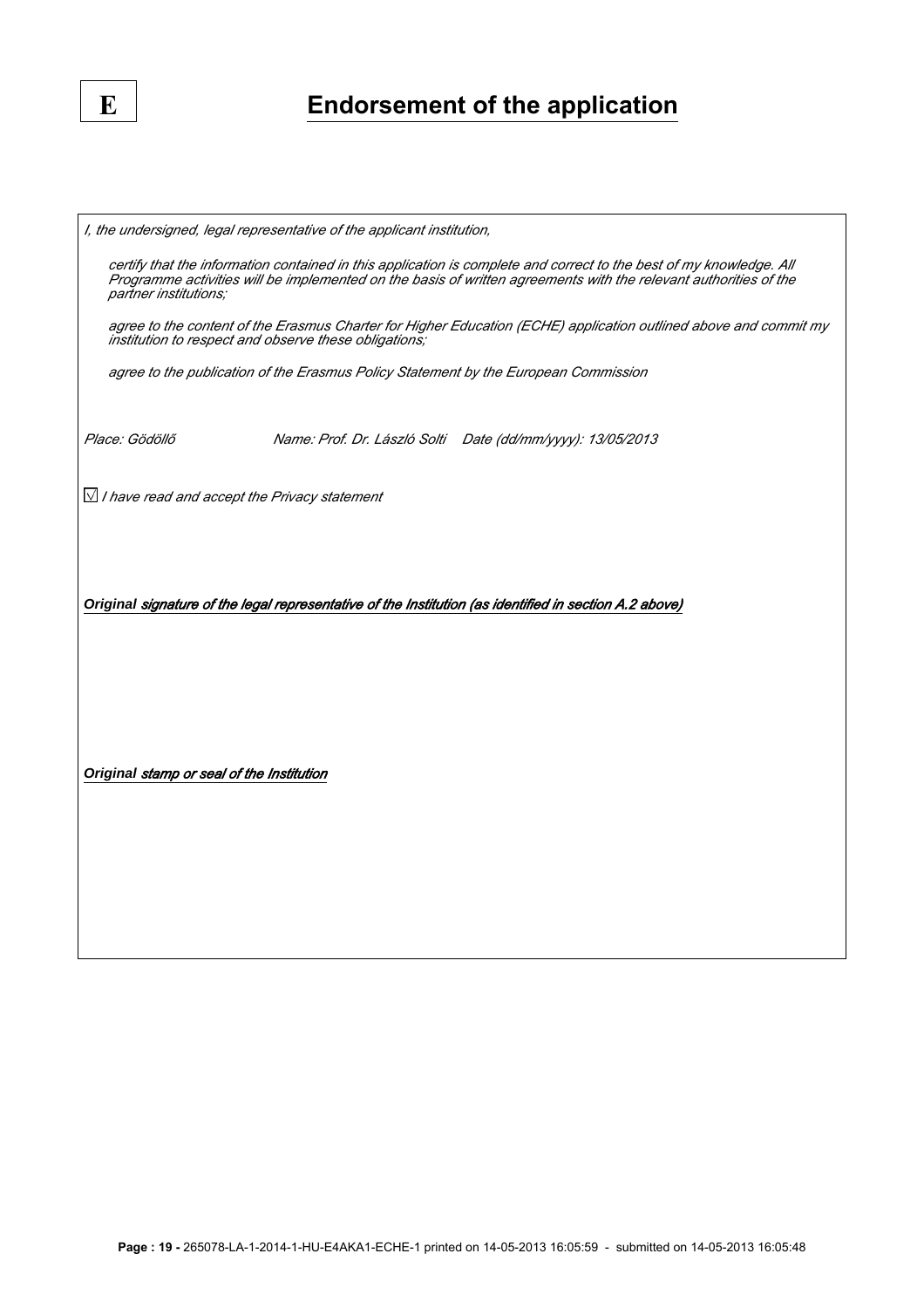# E Endorsement of the application

*I, the undersigned, legal representative of the applicant institution,*

*certify that the information contained in this application is complete and correct to the best of my knowledge. All Programme activities will be implemented on the basis of written agreements with the relevant authorities of the partner institutions;*

*agree to the content of the Erasmus Charter for Higher Education (ECHE) application outlined above and commit my institution to respect and observe these obligations;*

*agree to the publication of the Erasmus Policy Statement by the European Commission*

*Place: Gödöllő* *Name: Prof. Dr. László Solti* *Date (dd/mm/yyyy): 13/05/2013*

☑ *I have read and accept the Privacy statement*

**Original** *signature of the legal representative of the Institution (as identified in section A.2 above)*

**Original** *stamp or seal of the Institution*

**Page : 19 -** 265078-LA-1-2014-1-HU-E4AKA1-ECHE-1 printed on 14-05-2013 16:05:59 - submitted on 14-05-2013 16:05:48